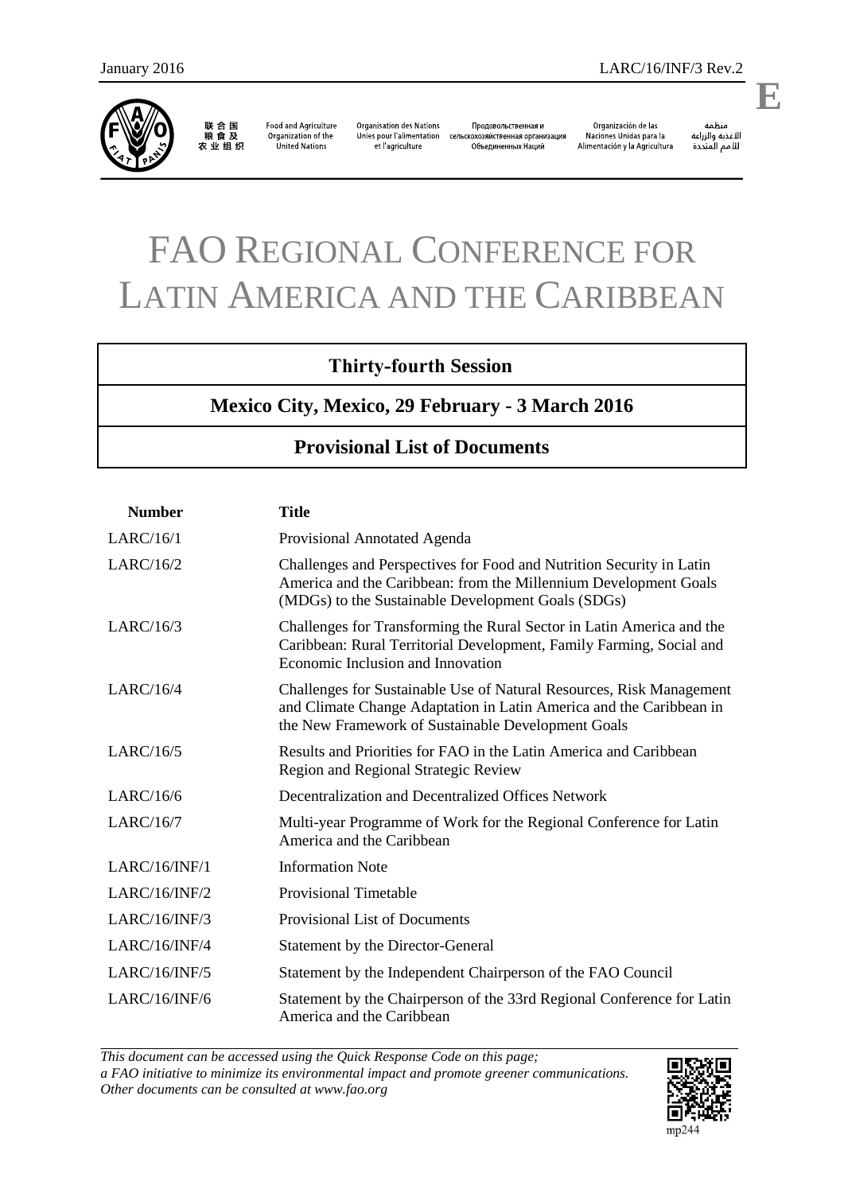January 2016 LARC/16/INF/3 Rev.2

E

联合国粮食及农业组织 | Food and Agriculture Organization of the United Nations | Organisation des Nations Unies pour l'alimentation et l'agriculture | Продовольственная и сельскохозяйственная организация Объединенных Наций | Organización de las Naciones Unidas para la Alimentación y la Agricultura | منظمة الأغذية والزراعة للأمم المتحدة

# FAO REGIONAL CONFERENCE FOR LATIN AMERICA AND THE CARIBBEAN

## Thirty-fourth Session

## Mexico City, Mexico, 29 February - 3 March 2016

## Provisional List of Documents

| Number | Title |
|---|---|
| LARC/16/1 | Provisional Annotated Agenda |
| LARC/16/2 | Challenges and Perspectives for Food and Nutrition Security in Latin America and the Caribbean: from the Millennium Development Goals (MDGs) to the Sustainable Development Goals (SDGs) |
| LARC/16/3 | Challenges for Transforming the Rural Sector in Latin America and the Caribbean: Rural Territorial Development, Family Farming, Social and Economic Inclusion and Innovation |
| LARC/16/4 | Challenges for Sustainable Use of Natural Resources, Risk Management and Climate Change Adaptation in Latin America and the Caribbean in the New Framework of Sustainable Development Goals |
| LARC/16/5 | Results and Priorities for FAO in the Latin America and Caribbean Region and Regional Strategic Review |
| LARC/16/6 | Decentralization and Decentralized Offices Network |
| LARC/16/7 | Multi-year Programme of Work for the Regional Conference for Latin America and the Caribbean |
| LARC/16/INF/1 | Information Note |
| LARC/16/INF/2 | Provisional Timetable |
| LARC/16/INF/3 | Provisional List of Documents |
| LARC/16/INF/4 | Statement by the Director-General |
| LARC/16/INF/5 | Statement by the Independent Chairperson of the FAO Council |
| LARC/16/INF/6 | Statement by the Chairperson of the 33rd Regional Conference for Latin America and the Caribbean |

*This document can be accessed using the Quick Response Code on this page; a FAO initiative to minimize its environmental impact and promote greener communications. Other documents can be consulted at www.fao.org*

mp244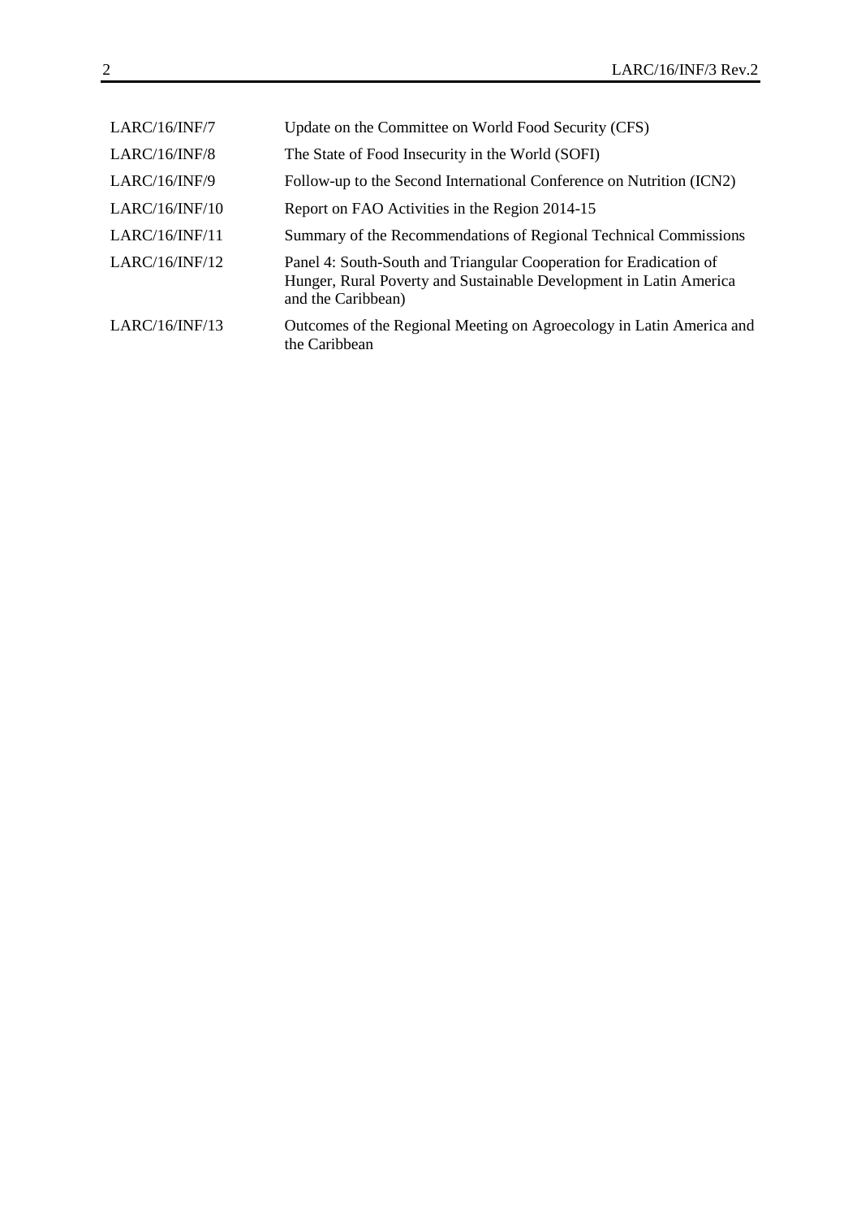| | |
|---|---|
| LARC/16/INF/7 | Update on the Committee on World Food Security (CFS) |
| LARC/16/INF/8 | The State of Food Insecurity in the World (SOFI) |
| LARC/16/INF/9 | Follow-up to the Second International Conference on Nutrition (ICN2) |
| LARC/16/INF/10 | Report on FAO Activities in the Region 2014-15 |
| LARC/16/INF/11 | Summary of the Recommendations of Regional Technical Commissions |
| LARC/16/INF/12 | Panel 4: South-South and Triangular Cooperation for Eradication of Hunger, Rural Poverty and Sustainable Development in Latin America and the Caribbean) |
| LARC/16/INF/13 | Outcomes of the Regional Meeting on Agroecology in Latin America and the Caribbean |